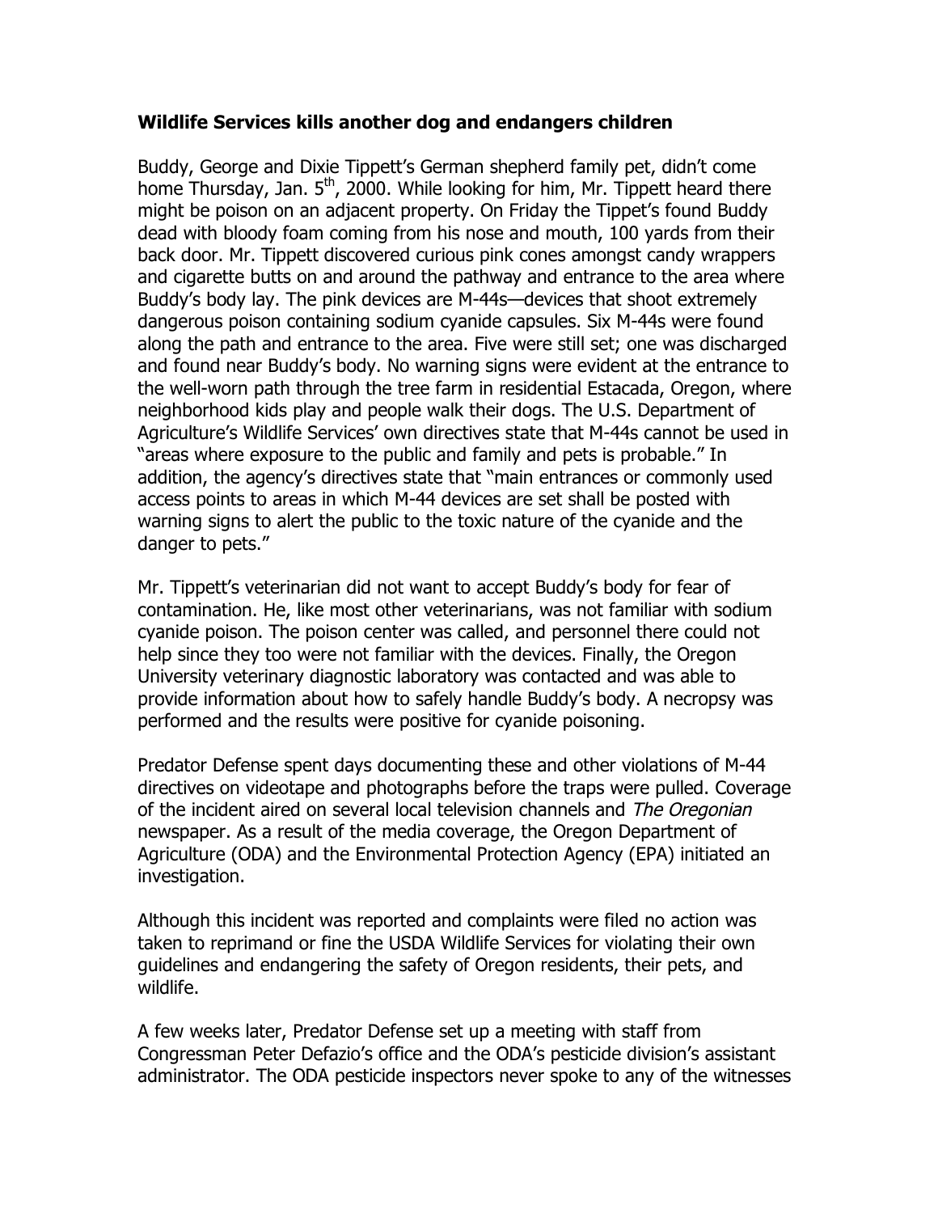**Wildlife Services kills another dog and endangers children**

Buddy, George and Dixie Tippett's German shepherd family pet, didn't come home Thursday, Jan. 5th, 2000. While looking for him, Mr. Tippett heard there might be poison on an adjacent property. On Friday the Tippet's found Buddy dead with bloody foam coming from his nose and mouth, 100 yards from their back door. Mr. Tippett discovered curious pink cones amongst candy wrappers and cigarette butts on and around the pathway and entrance to the area where Buddy's body lay. The pink devices are M-44s—devices that shoot extremely dangerous poison containing sodium cyanide capsules. Six M-44s were found along the path and entrance to the area. Five were still set; one was discharged and found near Buddy's body. No warning signs were evident at the entrance to the well-worn path through the tree farm in residential Estacada, Oregon, where neighborhood kids play and people walk their dogs. The U.S. Department of Agriculture's Wildlife Services' own directives state that M-44s cannot be used in "areas where exposure to the public and family and pets is probable." In addition, the agency's directives state that "main entrances or commonly used access points to areas in which M-44 devices are set shall be posted with warning signs to alert the public to the toxic nature of the cyanide and the danger to pets."

Mr. Tippett's veterinarian did not want to accept Buddy's body for fear of contamination. He, like most other veterinarians, was not familiar with sodium cyanide poison. The poison center was called, and personnel there could not help since they too were not familiar with the devices. Finally, the Oregon University veterinary diagnostic laboratory was contacted and was able to provide information about how to safely handle Buddy's body. A necropsy was performed and the results were positive for cyanide poisoning.

Predator Defense spent days documenting these and other violations of M-44 directives on videotape and photographs before the traps were pulled. Coverage of the incident aired on several local television channels and *The Oregonian* newspaper. As a result of the media coverage, the Oregon Department of Agriculture (ODA) and the Environmental Protection Agency (EPA) initiated an investigation.

Although this incident was reported and complaints were filed no action was taken to reprimand or fine the USDA Wildlife Services for violating their own guidelines and endangering the safety of Oregon residents, their pets, and wildlife.

A few weeks later, Predator Defense set up a meeting with staff from Congressman Peter Defazio's office and the ODA's pesticide division's assistant administrator. The ODA pesticide inspectors never spoke to any of the witnesses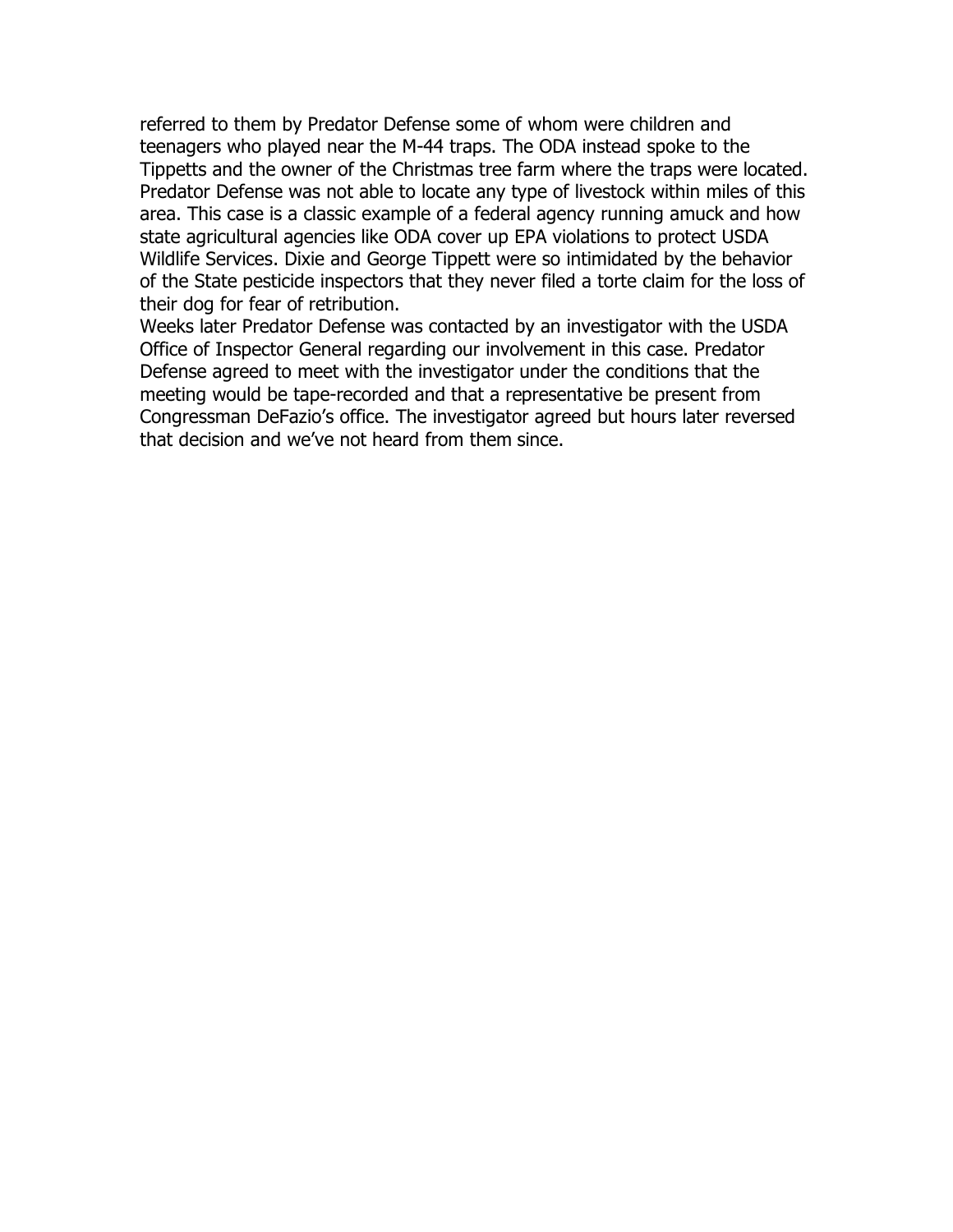referred to them by Predator Defense some of whom were children and teenagers who played near the M-44 traps. The ODA instead spoke to the Tippetts and the owner of the Christmas tree farm where the traps were located. Predator Defense was not able to locate any type of livestock within miles of this area. This case is a classic example of a federal agency running amuck and how state agricultural agencies like ODA cover up EPA violations to protect USDA Wildlife Services. Dixie and George Tippett were so intimidated by the behavior of the State pesticide inspectors that they never filed a torte claim for the loss of their dog for fear of retribution.

Weeks later Predator Defense was contacted by an investigator with the USDA Office of Inspector General regarding our involvement in this case. Predator Defense agreed to meet with the investigator under the conditions that the meeting would be tape-recorded and that a representative be present from Congressman DeFazio's office. The investigator agreed but hours later reversed that decision and we've not heard from them since.